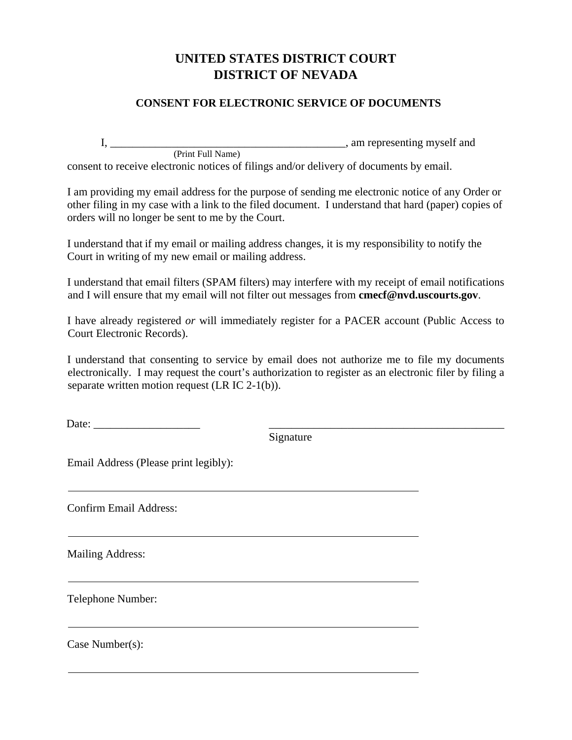# UNITED STATES DISTRICT COURT
# DISTRICT OF NEVADA

## CONSENT FOR ELECTRONIC SERVICE OF DOCUMENTS

I, ___________________________________________, am representing myself and
(Print Full Name)
consent to receive electronic notices of filings and/or delivery of documents by email.

I am providing my email address for the purpose of sending me electronic notice of any Order or other filing in my case with a link to the filed document. I understand that hard (paper) copies of orders will no longer be sent to me by the Court.

I understand that if my email or mailing address changes, it is my responsibility to notify the Court in writing of my new email or mailing address.

I understand that email filters (SPAM filters) may interfere with my receipt of email notifications and I will ensure that my email will not filter out messages from **cmecf@nvd.uscourts.gov**.

I have already registered *or* will immediately register for a PACER account (Public Access to Court Electronic Records).

I understand that consenting to service by email does not authorize me to file my documents electronically. I may request the court's authorization to register as an electronic filer by filing a separate written motion request (LR IC 2-1(b)).

Date: ___________________ ____________________________________________
Signature

Email Address (Please print legibly):

_______________________________________________________________

Confirm Email Address:

_______________________________________________________________

Mailing Address:

_______________________________________________________________

Telephone Number:

_______________________________________________________________

Case Number(s):

_______________________________________________________________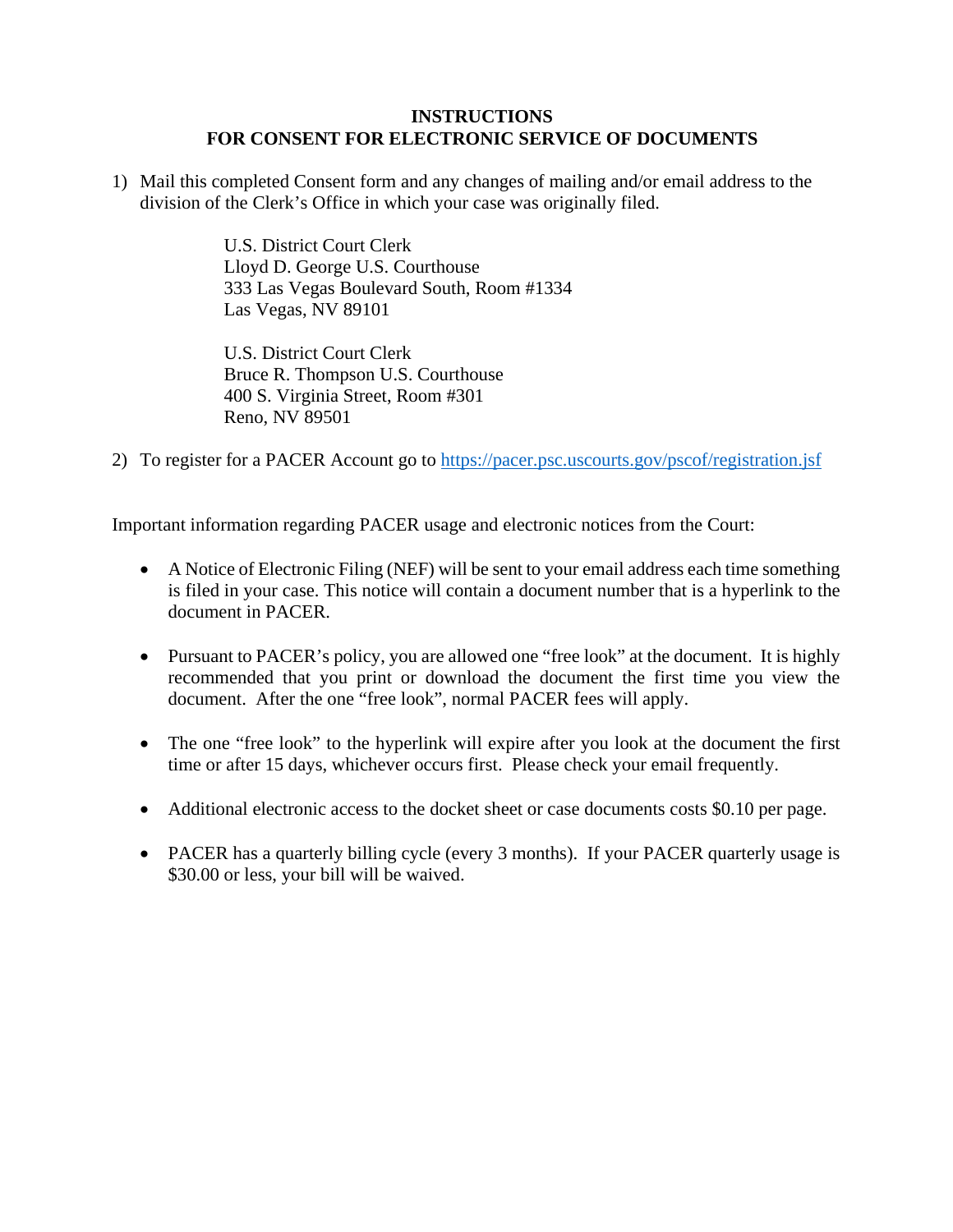**INSTRUCTIONS**
**FOR CONSENT FOR ELECTRONIC SERVICE OF DOCUMENTS**

1) Mail this completed Consent form and any changes of mailing and/or email address to the division of the Clerk's Office in which your case was originally filed.

   U.S. District Court Clerk
   Lloyd D. George U.S. Courthouse
   333 Las Vegas Boulevard South, Room #1334
   Las Vegas, NV 89101

   U.S. District Court Clerk
   Bruce R. Thompson U.S. Courthouse
   400 S. Virginia Street, Room #301
   Reno, NV 89501

2) To register for a PACER Account go to https://pacer.psc.uscourts.gov/pscof/registration.jsf

Important information regarding PACER usage and electronic notices from the Court:

- A Notice of Electronic Filing (NEF) will be sent to your email address each time something is filed in your case. This notice will contain a document number that is a hyperlink to the document in PACER.

- Pursuant to PACER's policy, you are allowed one "free look" at the document. It is highly recommended that you print or download the document the first time you view the document. After the one "free look", normal PACER fees will apply.

- The one "free look" to the hyperlink will expire after you look at the document the first time or after 15 days, whichever occurs first. Please check your email frequently.

- Additional electronic access to the docket sheet or case documents costs $0.10 per page.

- PACER has a quarterly billing cycle (every 3 months). If your PACER quarterly usage is $30.00 or less, your bill will be waived.